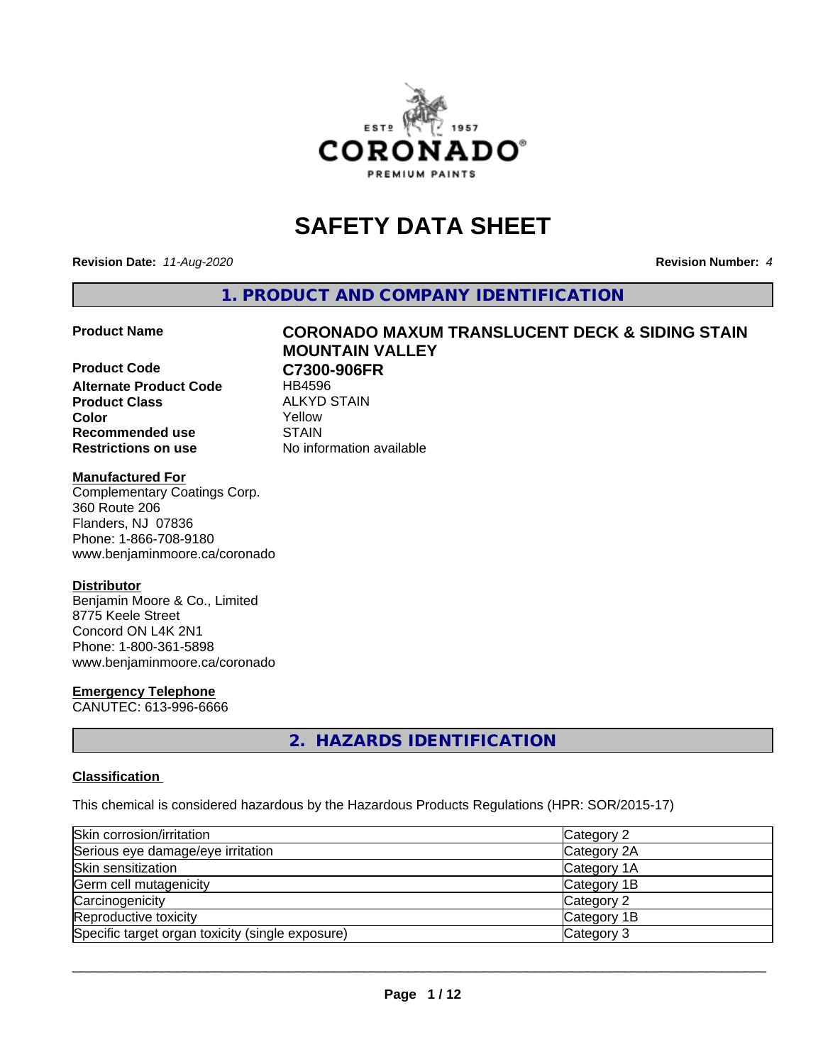# SAFETY DATA SHEET

**Revision Date:** *11-Aug-2020* **Revision Number:** *4*

## 1. PRODUCT AND COMPANY IDENTIFICATION

| | |
|---|---|
| **Product Name** | **CORONADO MAXUM TRANSLUCENT DECK & SIDING STAIN MOUNTAIN VALLEY** |
| **Product Code** | **C7300-906FR** |
| **Alternate Product Code** | HB4596 |
| **Product Class** | ALKYD STAIN |
| **Color** | Yellow |
| **Recommended use** | STAIN |
| **Restrictions on use** | No information available |

**Manufactured For**
Complementary Coatings Corp.
360 Route 206
Flanders, NJ 07836
Phone: 1-866-708-9180
www.benjaminmoore.ca/coronado

**Distributor**
Benjamin Moore & Co., Limited
8775 Keele Street
Concord ON L4K 2N1
Phone: 1-800-361-5898
www.benjaminmoore.ca/coronado

**Emergency Telephone**
CANUTEC: 613-996-6666

## 2. HAZARDS IDENTIFICATION

**Classification**

This chemical is considered hazardous by the Hazardous Products Regulations (HPR: SOR/2015-17)

| | |
|---|---|
| Skin corrosion/irritation | Category 2 |
| Serious eye damage/eye irritation | Category 2A |
| Skin sensitization | Category 1A |
| Germ cell mutagenicity | Category 1B |
| Carcinogenicity | Category 2 |
| Reproductive toxicity | Category 1B |
| Specific target organ toxicity (single exposure) | Category 3 |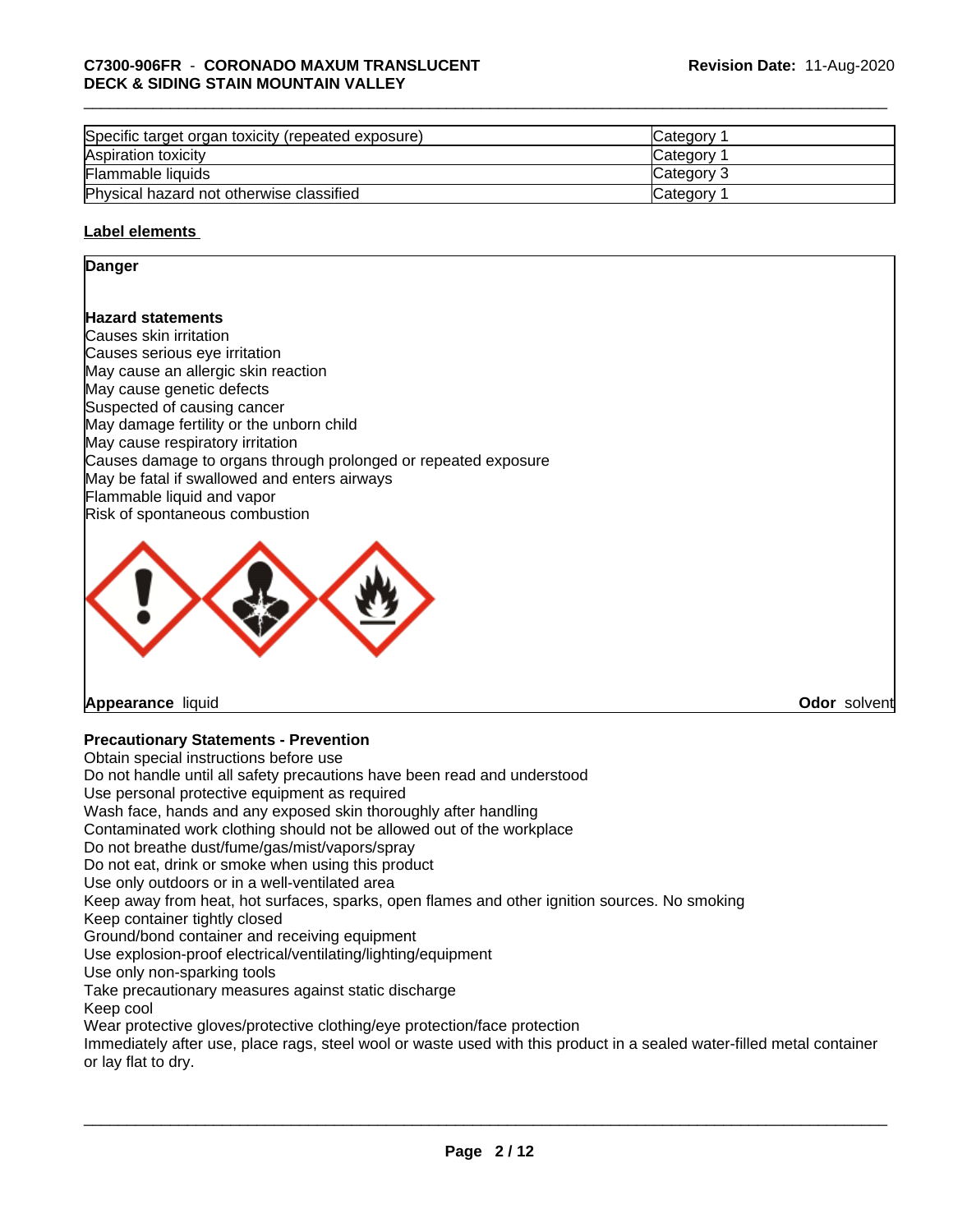| Specific target organ toxicity (repeated exposure) | Category 1 |
|---|---|
| Aspiration toxicity | Category 1 |
| Flammable liquids | Category 3 |
| Physical hazard not otherwise classified | Category 1 |

**Label elements**

**Danger**

**Hazard statements**

Causes skin irritation
Causes serious eye irritation
May cause an allergic skin reaction
May cause genetic defects
Suspected of causing cancer
May damage fertility or the unborn child
May cause respiratory irritation
Causes damage to organs through prolonged or repeated exposure
May be fatal if swallowed and enters airways
Flammable liquid and vapor
Risk of spontaneous combustion

**Appearance** liquid

**Odor** solvent

**Precautionary Statements - Prevention**

Obtain special instructions before use
Do not handle until all safety precautions have been read and understood
Use personal protective equipment as required
Wash face, hands and any exposed skin thoroughly after handling
Contaminated work clothing should not be allowed out of the workplace
Do not breathe dust/fume/gas/mist/vapors/spray
Do not eat, drink or smoke when using this product
Use only outdoors or in a well-ventilated area
Keep away from heat, hot surfaces, sparks, open flames and other ignition sources. No smoking
Keep container tightly closed
Ground/bond container and receiving equipment
Use explosion-proof electrical/ventilating/lighting/equipment
Use only non-sparking tools
Take precautionary measures against static discharge
Keep cool
Wear protective gloves/protective clothing/eye protection/face protection
Immediately after use, place rags, steel wool or waste used with this product in a sealed water-filled metal container or lay flat to dry.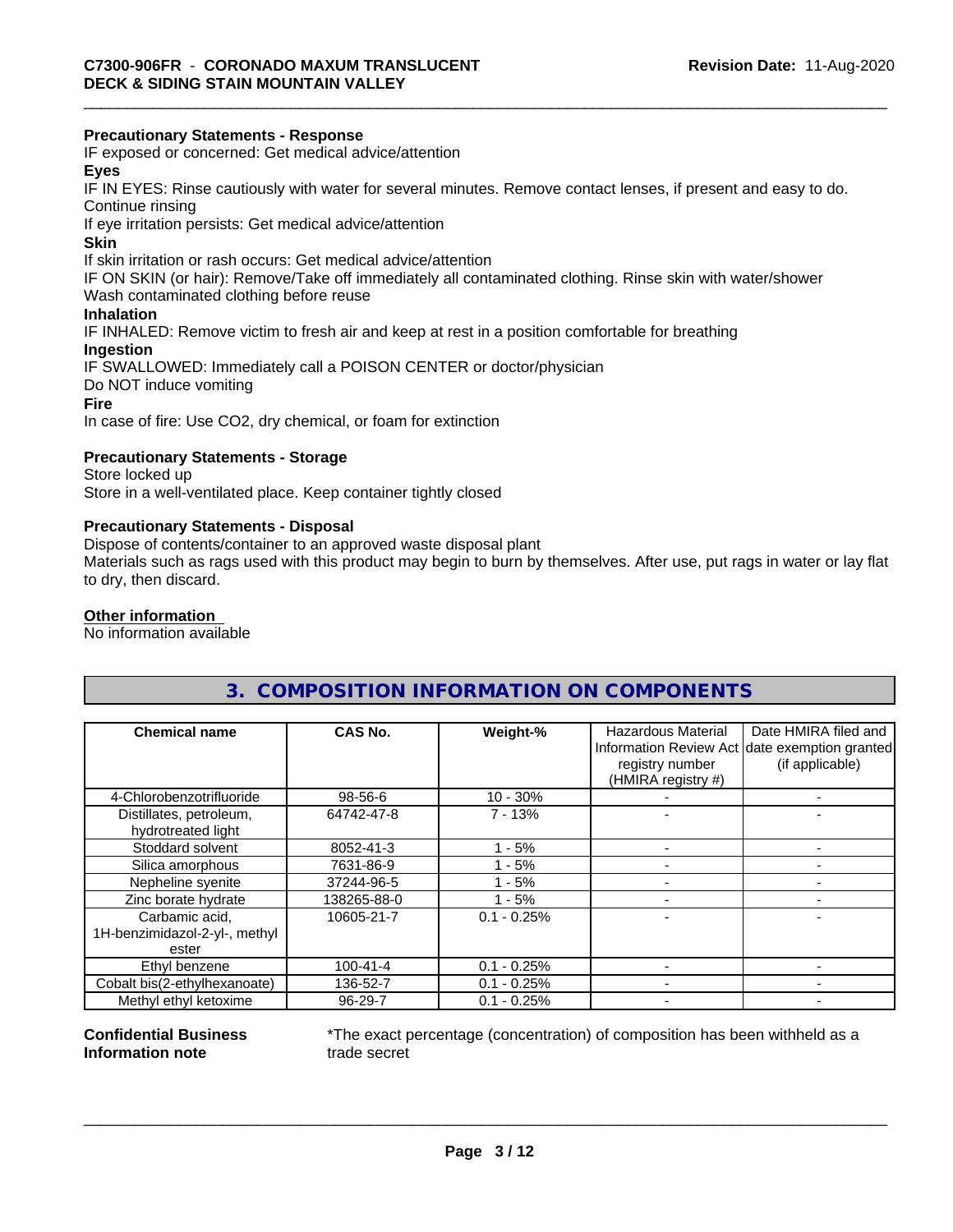**Precautionary Statements - Response**

IF exposed or concerned: Get medical advice/attention

**Eyes**

IF IN EYES: Rinse cautiously with water for several minutes. Remove contact lenses, if present and easy to do. Continue rinsing

If eye irritation persists: Get medical advice/attention

**Skin**

If skin irritation or rash occurs: Get medical advice/attention

IF ON SKIN (or hair): Remove/Take off immediately all contaminated clothing. Rinse skin with water/shower

Wash contaminated clothing before reuse

**Inhalation**

IF INHALED: Remove victim to fresh air and keep at rest in a position comfortable for breathing

**Ingestion**

IF SWALLOWED: Immediately call a POISON CENTER or doctor/physician

Do NOT induce vomiting

**Fire**

In case of fire: Use CO2, dry chemical, or foam for extinction

**Precautionary Statements - Storage**

Store locked up

Store in a well-ventilated place. Keep container tightly closed

**Precautionary Statements - Disposal**

Dispose of contents/container to an approved waste disposal plant

Materials such as rags used with this product may begin to burn by themselves. After use, put rags in water or lay flat to dry, then discard.

**Other information**

No information available

## 3. COMPOSITION INFORMATION ON COMPONENTS

| Chemical name | CAS No. | Weight-% | Hazardous Material Information Review Act registry number (HMIRA registry #) | Date HMIRA filed and date exemption granted (if applicable) |
|---|---|---|---|---|
| 4-Chlorobenzotrifluoride | 98-56-6 | 10 - 30% | - | - |
| Distillates, petroleum, hydrotreated light | 64742-47-8 | 7 - 13% | - | - |
| Stoddard solvent | 8052-41-3 | 1 - 5% | - | - |
| Silica amorphous | 7631-86-9 | 1 - 5% | - | - |
| Nepheline syenite | 37244-96-5 | 1 - 5% | - | - |
| Zinc borate hydrate | 138265-88-0 | 1 - 5% | - | - |
| Carbamic acid, 1H-benzimidazol-2-yl-, methyl ester | 10605-21-7 | 0.1 - 0.25% | - | - |
| Ethyl benzene | 100-41-4 | 0.1 - 0.25% | - | - |
| Cobalt bis(2-ethylhexanoate) | 136-52-7 | 0.1 - 0.25% | - | - |
| Methyl ethyl ketoxime | 96-29-7 | 0.1 - 0.25% | - | - |

**Confidential Business Information note**

*The exact percentage (concentration) of composition has been withheld as a trade secret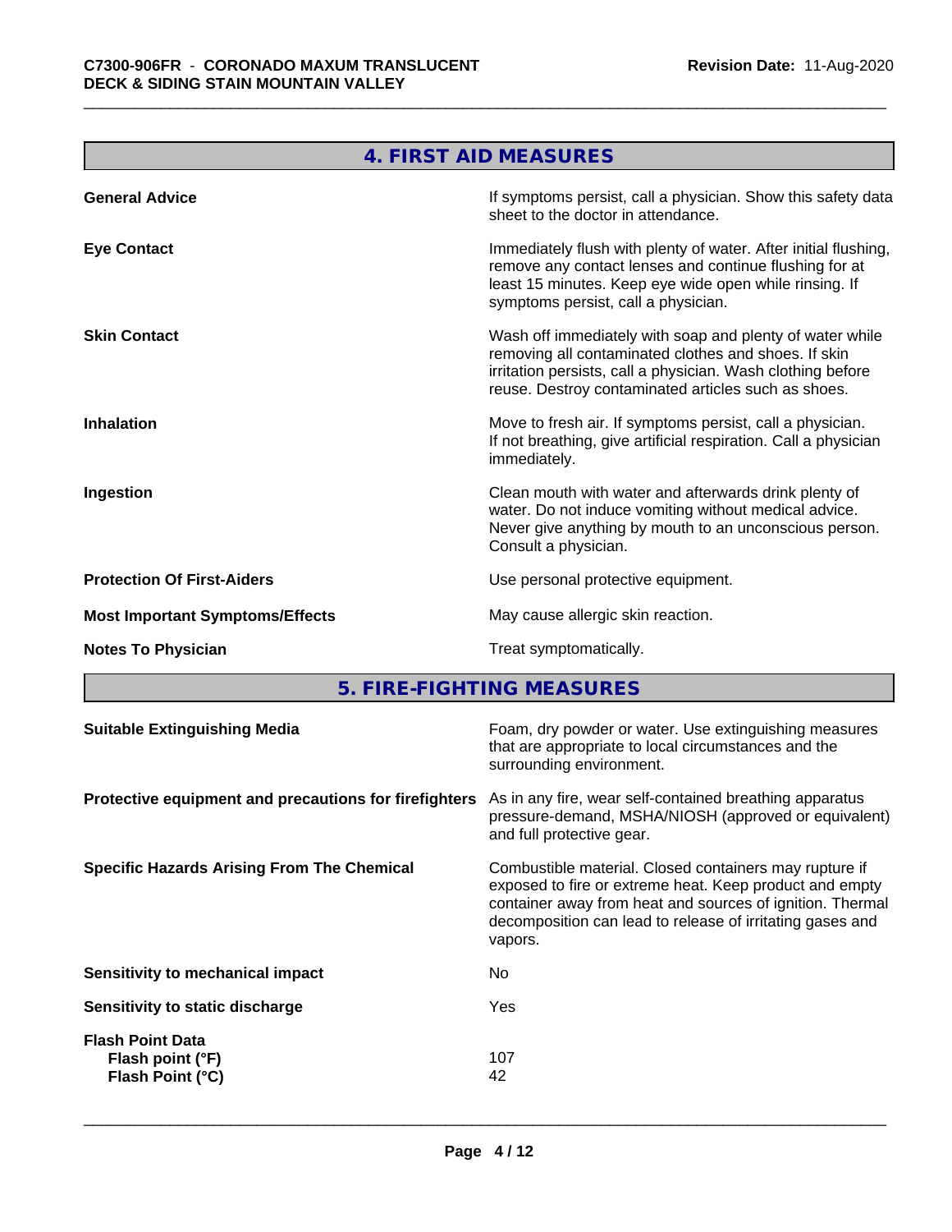## 4. FIRST AID MEASURES

| | |
|---|---|
| **General Advice** | If symptoms persist, call a physician. Show this safety data sheet to the doctor in attendance. |
| **Eye Contact** | Immediately flush with plenty of water. After initial flushing, remove any contact lenses and continue flushing for at least 15 minutes. Keep eye wide open while rinsing. If symptoms persist, call a physician. |
| **Skin Contact** | Wash off immediately with soap and plenty of water while removing all contaminated clothes and shoes. If skin irritation persists, call a physician. Wash clothing before reuse. Destroy contaminated articles such as shoes. |
| **Inhalation** | Move to fresh air. If symptoms persist, call a physician. If not breathing, give artificial respiration. Call a physician immediately. |
| **Ingestion** | Clean mouth with water and afterwards drink plenty of water. Do not induce vomiting without medical advice. Never give anything by mouth to an unconscious person. Consult a physician. |
| **Protection Of First-Aiders** | Use personal protective equipment. |
| **Most Important Symptoms/Effects** | May cause allergic skin reaction. |
| **Notes To Physician** | Treat symptomatically. |

## 5. FIRE-FIGHTING MEASURES

| | |
|---|---|
| **Suitable Extinguishing Media** | Foam, dry powder or water. Use extinguishing measures that are appropriate to local circumstances and the surrounding environment. |
| **Protective equipment and precautions for firefighters** | As in any fire, wear self-contained breathing apparatus pressure-demand, MSHA/NIOSH (approved or equivalent) and full protective gear. |
| **Specific Hazards Arising From The Chemical** | Combustible material. Closed containers may rupture if exposed to fire or extreme heat. Keep product and empty container away from heat and sources of ignition. Thermal decomposition can lead to release of irritating gases and vapors. |
| **Sensitivity to mechanical impact** | No |
| **Sensitivity to static discharge** | Yes |
| **Flash Point Data** | |
| **Flash point (°F)** | 107 |
| **Flash Point (°C)** | 42 |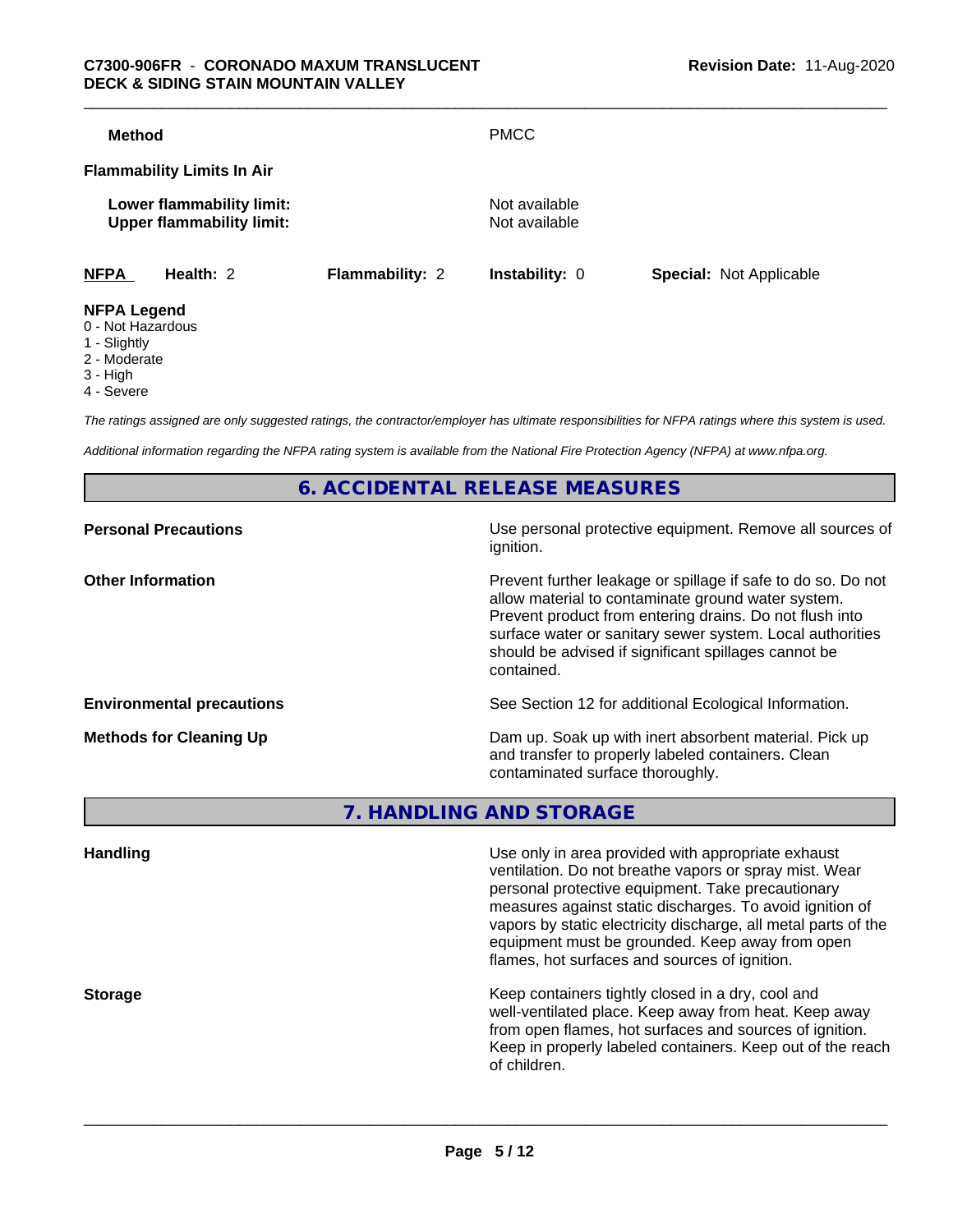| | |
|---|---|
| **Method** | PMCC |

**Flammability Limits In Air**

| | |
|---|---|
| **Lower flammability limit:** | Not available |
| **Upper flammability limit:** | Not available |

| **NFPA** | **Health:** 2 | **Flammability:** 2 | **Instability:** 0 | **Special:** Not Applicable |
|---|---|---|---|---|

**NFPA Legend**
- 0 - Not Hazardous
- 1 - Slightly
- 2 - Moderate
- 3 - High
- 4 - Severe

*The ratings assigned are only suggested ratings, the contractor/employer has ultimate responsibilities for NFPA ratings where this system is used.*

*Additional information regarding the NFPA rating system is available from the National Fire Protection Agency (NFPA) at www.nfpa.org.*

## 6. ACCIDENTAL RELEASE MEASURES

| | |
|---|---|
| **Personal Precautions** | Use personal protective equipment. Remove all sources of ignition. |
| **Other Information** | Prevent further leakage or spillage if safe to do so. Do not allow material to contaminate ground water system. Prevent product from entering drains. Do not flush into surface water or sanitary sewer system. Local authorities should be advised if significant spillages cannot be contained. |
| **Environmental precautions** | See Section 12 for additional Ecological Information. |
| **Methods for Cleaning Up** | Dam up. Soak up with inert absorbent material. Pick up and transfer to properly labeled containers. Clean contaminated surface thoroughly. |

## 7. HANDLING AND STORAGE

| | |
|---|---|
| **Handling** | Use only in area provided with appropriate exhaust ventilation. Do not breathe vapors or spray mist. Wear personal protective equipment. Take precautionary measures against static discharges. To avoid ignition of vapors by static electricity discharge, all metal parts of the equipment must be grounded. Keep away from open flames, hot surfaces and sources of ignition. |
| **Storage** | Keep containers tightly closed in a dry, cool and well-ventilated place. Keep away from heat. Keep away from open flames, hot surfaces and sources of ignition. Keep in properly labeled containers. Keep out of the reach of children. |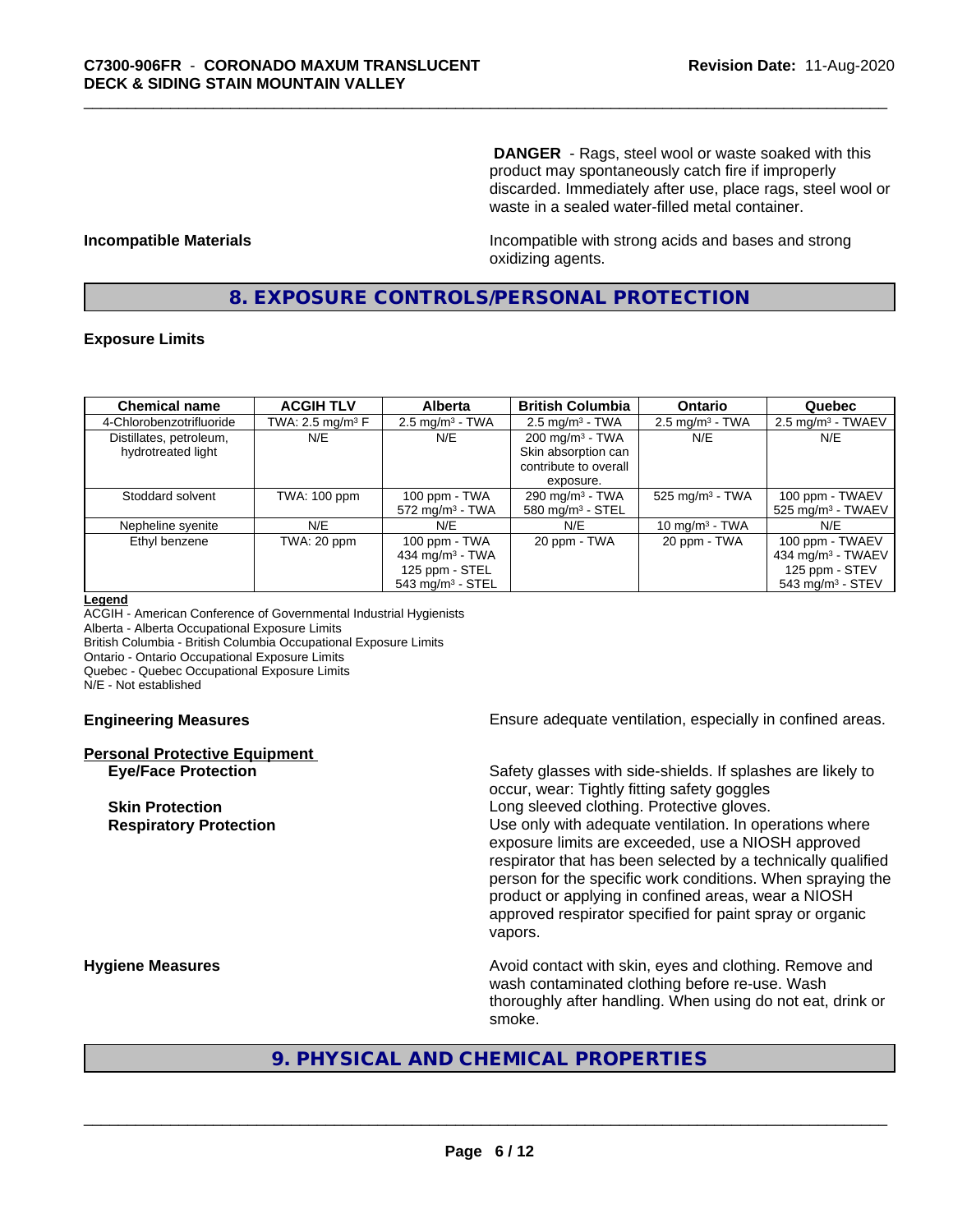**DANGER** - Rags, steel wool or waste soaked with this product may spontaneously catch fire if improperly discarded. Immediately after use, place rags, steel wool or waste in a sealed water-filled metal container.

**Incompatible Materials**

Incompatible with strong acids and bases and strong oxidizing agents.

## 8. EXPOSURE CONTROLS/PERSONAL PROTECTION

### Exposure Limits

| Chemical name | ACGIH TLV | Alberta | British Columbia | Ontario | Quebec |
|---|---|---|---|---|---|
| 4-Chlorobenzotrifluoride | TWA: 2.5 mg/m³ F | 2.5 mg/m³ - TWA | 2.5 mg/m³ - TWA | 2.5 mg/m³ - TWA | 2.5 mg/m³ - TWAEV |
| Distillates, petroleum, hydrotreated light | N/E | N/E | 200 mg/m³ - TWA<br>Skin absorption can contribute to overall exposure. | N/E | N/E |
| Stoddard solvent | TWA: 100 ppm | 100 ppm - TWA<br>572 mg/m³ - TWA | 290 mg/m³ - TWA<br>580 mg/m³ - STEL | 525 mg/m³ - TWA | 100 ppm - TWAEV<br>525 mg/m³ - TWAEV |
| Nepheline syenite | N/E | N/E | N/E | 10 mg/m³ - TWA | N/E |
| Ethyl benzene | TWA: 20 ppm | 100 ppm - TWA<br>434 mg/m³ - TWA<br>125 ppm - STEL<br>543 mg/m³ - STEL | 20 ppm - TWA | 20 ppm - TWA | 100 ppm - TWAEV<br>434 mg/m³ - TWAEV<br>125 ppm - STEV<br>543 mg/m³ - STEV |

**Legend**

ACGIH - American Conference of Governmental Industrial Hygienists
Alberta - Alberta Occupational Exposure Limits
British Columbia - British Columbia Occupational Exposure Limits
Ontario - Ontario Occupational Exposure Limits
Quebec - Quebec Occupational Exposure Limits
N/E - Not established

**Engineering Measures**

Ensure adequate ventilation, especially in confined areas.

**Personal Protective Equipment**

**Eye/Face Protection**

Safety glasses with side-shields. If splashes are likely to occur, wear: Tightly fitting safety goggles

**Skin Protection**

Long sleeved clothing. Protective gloves.

**Respiratory Protection**

Use only with adequate ventilation. In operations where exposure limits are exceeded, use a NIOSH approved respirator that has been selected by a technically qualified person for the specific work conditions. When spraying the product or applying in confined areas, wear a NIOSH approved respirator specified for paint spray or organic vapors.

**Hygiene Measures**

Avoid contact with skin, eyes and clothing. Remove and wash contaminated clothing before re-use. Wash thoroughly after handling. When using do not eat, drink or smoke.

## 9. PHYSICAL AND CHEMICAL PROPERTIES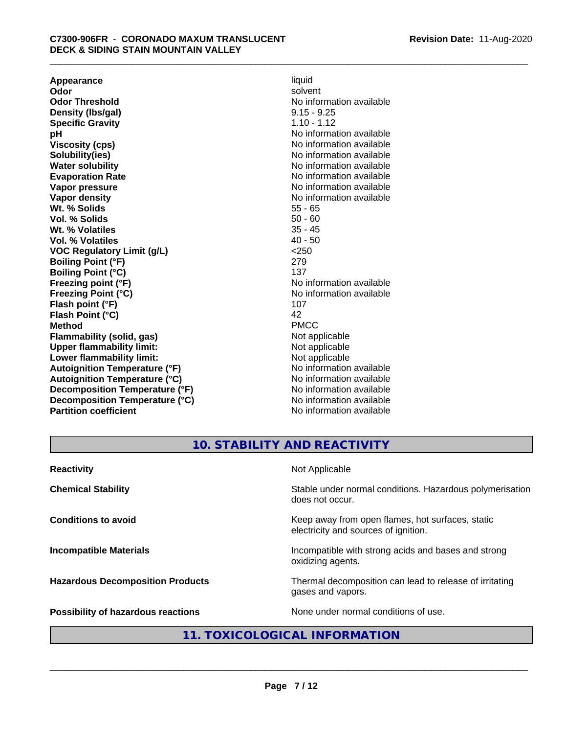| | |
|---|---|
| **Appearance** | liquid |
| **Odor** | solvent |
| **Odor Threshold** | No information available |
| **Density (lbs/gal)** | 9.15 - 9.25 |
| **Specific Gravity** | 1.10 - 1.12 |
| **pH** | No information available |
| **Viscosity (cps)** | No information available |
| **Solubility(ies)** | No information available |
| **Water solubility** | No information available |
| **Evaporation Rate** | No information available |
| **Vapor pressure** | No information available |
| **Vapor density** | No information available |
| **Wt. % Solids** | 55 - 65 |
| **Vol. % Solids** | 50 - 60 |
| **Wt. % Volatiles** | 35 - 45 |
| **Vol. % Volatiles** | 40 - 50 |
| **VOC Regulatory Limit (g/L)** | <250 |
| **Boiling Point (°F)** | 279 |
| **Boiling Point (°C)** | 137 |
| **Freezing point (°F)** | No information available |
| **Freezing Point (°C)** | No information available |
| **Flash point (°F)** | 107 |
| **Flash Point (°C)** | 42 |
| **Method** | PMCC |
| **Flammability (solid, gas)** | Not applicable |
| **Upper flammability limit:** | Not applicable |
| **Lower flammability limit:** | Not applicable |
| **Autoignition Temperature (°F)** | No information available |
| **Autoignition Temperature (°C)** | No information available |
| **Decomposition Temperature (°F)** | No information available |
| **Decomposition Temperature (°C)** | No information available |
| **Partition coefficient** | No information available |

## 10. STABILITY AND REACTIVITY

| | |
|---|---|
| **Reactivity** | Not Applicable |
| **Chemical Stability** | Stable under normal conditions. Hazardous polymerisation does not occur. |
| **Conditions to avoid** | Keep away from open flames, hot surfaces, static electricity and sources of ignition. |
| **Incompatible Materials** | Incompatible with strong acids and bases and strong oxidizing agents. |
| **Hazardous Decomposition Products** | Thermal decomposition can lead to release of irritating gases and vapors. |
| **Possibility of hazardous reactions** | None under normal conditions of use. |

## 11. TOXICOLOGICAL INFORMATION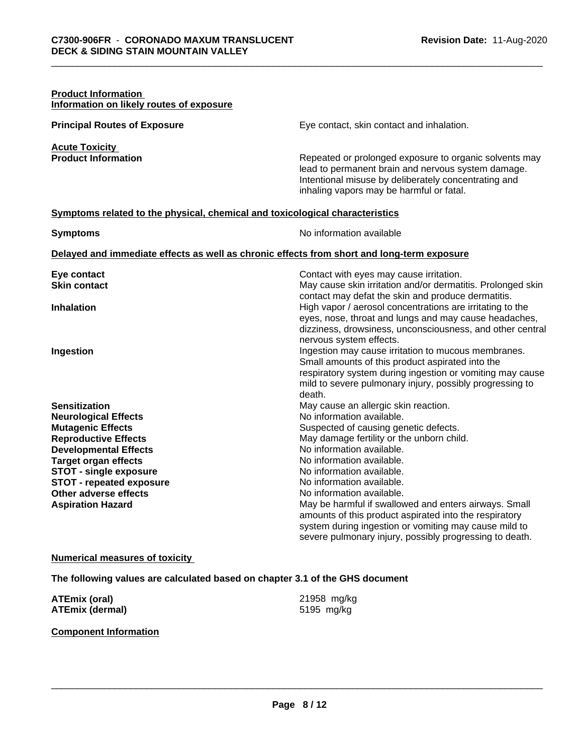**Product Information**

**Information on likely routes of exposure**

| | |
|---|---|
| **Principal Routes of Exposure** | Eye contact, skin contact and inhalation. |

**Acute Toxicity**

| | |
|---|---|
| **Product Information** | Repeated or prolonged exposure to organic solvents may lead to permanent brain and nervous system damage. Intentional misuse by deliberately concentrating and inhaling vapors may be harmful or fatal. |

**Symptoms related to the physical, chemical and toxicological characteristics**

| | |
|---|---|
| **Symptoms** | No information available |

**Delayed and immediate effects as well as chronic effects from short and long-term exposure**

| | |
|---|---|
| **Eye contact** | Contact with eyes may cause irritation. |
| **Skin contact** | May cause skin irritation and/or dermatitis. Prolonged skin contact may defat the skin and produce dermatitis. |
| **Inhalation** | High vapor / aerosol concentrations are irritating to the eyes, nose, throat and lungs and may cause headaches, dizziness, drowsiness, unconsciousness, and other central nervous system effects. |
| **Ingestion** | Ingestion may cause irritation to mucous membranes. Small amounts of this product aspirated into the respiratory system during ingestion or vomiting may cause mild to severe pulmonary injury, possibly progressing to death. |
| **Sensitization** | May cause an allergic skin reaction. |
| **Neurological Effects** | No information available. |
| **Mutagenic Effects** | Suspected of causing genetic defects. |
| **Reproductive Effects** | May damage fertility or the unborn child. |
| **Developmental Effects** | No information available. |
| **Target organ effects** | No information available. |
| **STOT - single exposure** | No information available. |
| **STOT - repeated exposure** | No information available. |
| **Other adverse effects** | No information available. |
| **Aspiration Hazard** | May be harmful if swallowed and enters airways. Small amounts of this product aspirated into the respiratory system during ingestion or vomiting may cause mild to severe pulmonary injury, possibly progressing to death. |

**Numerical measures of toxicity**

**The following values are calculated based on chapter 3.1 of the GHS document**

| | |
|---|---|
| **ATEmix (oral)** | 21958 mg/kg |
| **ATEmix (dermal)** | 5195 mg/kg |

**Component Information**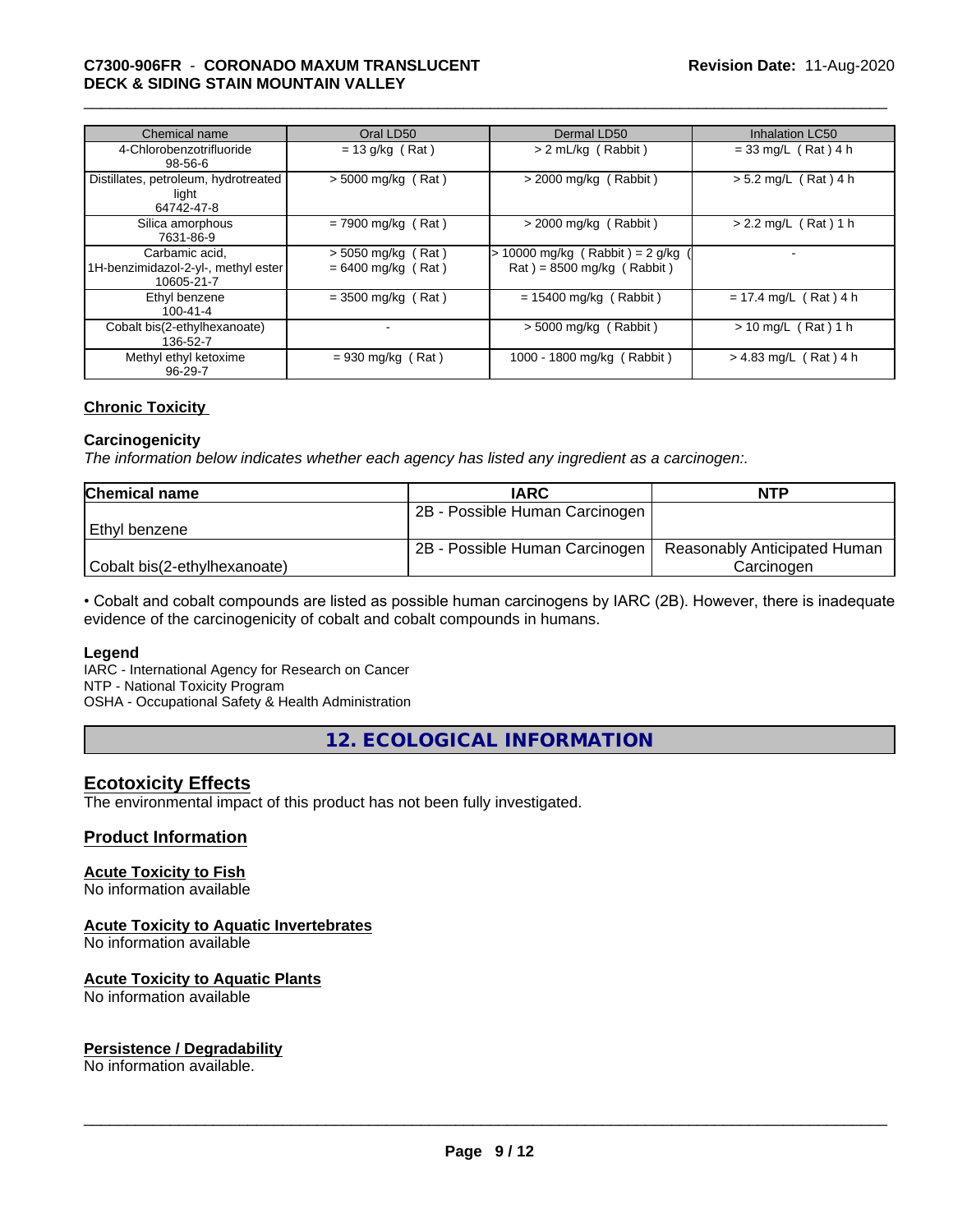| Chemical name | Oral LD50 | Dermal LD50 | Inhalation LC50 |
|---|---|---|---|
| 4-Chlorobenzotrifluoride<br>98-56-6 | = 13 g/kg ( Rat ) | > 2 mL/kg ( Rabbit ) | = 33 mg/L ( Rat ) 4 h |
| Distillates, petroleum, hydrotreated light<br>64742-47-8 | > 5000 mg/kg ( Rat ) | > 2000 mg/kg ( Rabbit ) | > 5.2 mg/L ( Rat ) 4 h |
| Silica amorphous<br>7631-86-9 | = 7900 mg/kg ( Rat ) | > 2000 mg/kg ( Rabbit ) | > 2.2 mg/L ( Rat ) 1 h |
| Carbamic acid, 1H-benzimidazol-2-yl-, methyl ester<br>10605-21-7 | > 5050 mg/kg ( Rat )<br>= 6400 mg/kg ( Rat ) | > 10000 mg/kg ( Rabbit ) = 2 g/kg ( Rat ) = 8500 mg/kg ( Rabbit ) | - |
| Ethyl benzene<br>100-41-4 | = 3500 mg/kg ( Rat ) | = 15400 mg/kg ( Rabbit ) | = 17.4 mg/L ( Rat ) 4 h |
| Cobalt bis(2-ethylhexanoate)<br>136-52-7 | - | > 5000 mg/kg ( Rabbit ) | > 10 mg/L ( Rat ) 1 h |
| Methyl ethyl ketoxime<br>96-29-7 | = 930 mg/kg ( Rat ) | 1000 - 1800 mg/kg ( Rabbit ) | > 4.83 mg/L ( Rat ) 4 h |

## Chronic Toxicity

### Carcinogenicity

*The information below indicates whether each agency has listed any ingredient as a carcinogen:.*

| Chemical name | IARC | NTP |
|---|---|---|
| Ethyl benzene | 2B - Possible Human Carcinogen | |
| Cobalt bis(2-ethylhexanoate) | 2B - Possible Human Carcinogen | Reasonably Anticipated Human Carcinogen |

• Cobalt and cobalt compounds are listed as possible human carcinogens by IARC (2B). However, there is inadequate evidence of the carcinogenicity of cobalt and cobalt compounds in humans.

**Legend**

IARC - International Agency for Research on Cancer
NTP - National Toxicity Program
OSHA - Occupational Safety & Health Administration

# 12. ECOLOGICAL INFORMATION

## Ecotoxicity Effects

The environmental impact of this product has not been fully investigated.

## Product Information

### Acute Toxicity to Fish

No information available

### Acute Toxicity to Aquatic Invertebrates

No information available

### Acute Toxicity to Aquatic Plants

No information available

### Persistence / Degradability

No information available.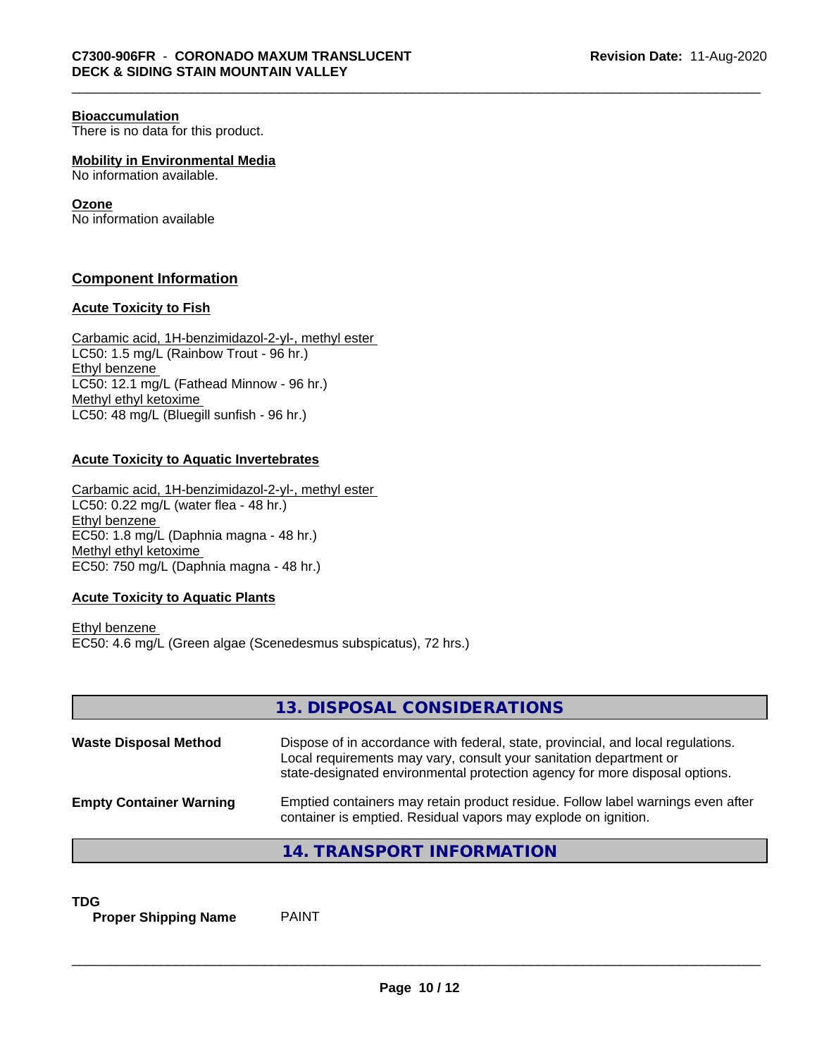**Bioaccumulation**
There is no data for this product.

**Mobility in Environmental Media**
No information available.

**Ozone**
No information available

## Component Information

### Acute Toxicity to Fish

Carbamic acid, 1H-benzimidazol-2-yl-, methyl ester
LC50: 1.5 mg/L (Rainbow Trout - 96 hr.)
Ethyl benzene
LC50: 12.1 mg/L (Fathead Minnow - 96 hr.)
Methyl ethyl ketoxime
LC50: 48 mg/L (Bluegill sunfish - 96 hr.)

### Acute Toxicity to Aquatic Invertebrates

Carbamic acid, 1H-benzimidazol-2-yl-, methyl ester
LC50: 0.22 mg/L (water flea - 48 hr.)
Ethyl benzene
EC50: 1.8 mg/L (Daphnia magna - 48 hr.)
Methyl ethyl ketoxime
EC50: 750 mg/L (Daphnia magna - 48 hr.)

### Acute Toxicity to Aquatic Plants

Ethyl benzene
EC50: 4.6 mg/L (Green algae (Scenedesmus subspicatus), 72 hrs.)

## 13. DISPOSAL CONSIDERATIONS

| | |
|---|---|
| **Waste Disposal Method** | Dispose of in accordance with federal, state, provincial, and local regulations. Local requirements may vary, consult your sanitation department or state-designated environmental protection agency for more disposal options. |
| **Empty Container Warning** | Emptied containers may retain product residue. Follow label warnings even after container is emptied. Residual vapors may explode on ignition. |

## 14. TRANSPORT INFORMATION

**TDG**

| | |
|---|---|
| **Proper Shipping Name** | PAINT |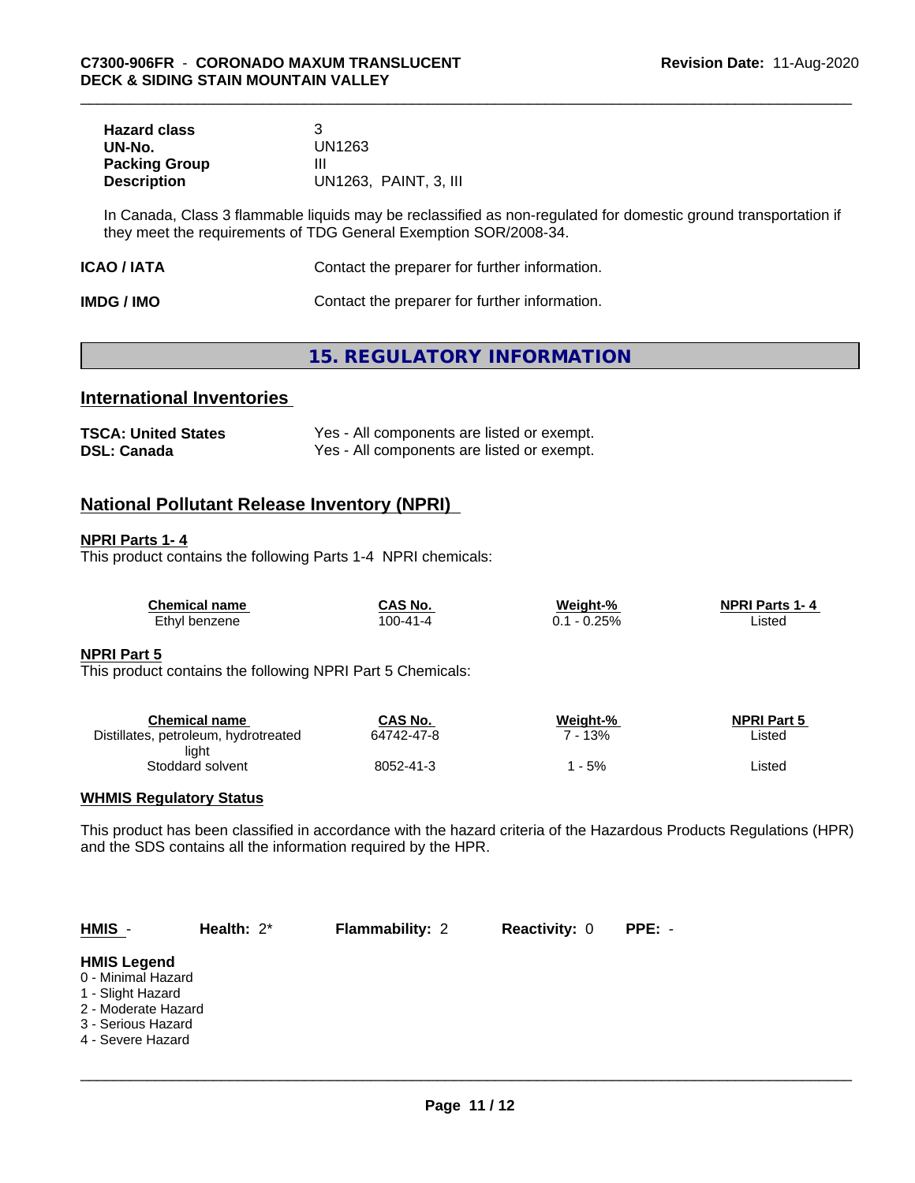| | |
|---|---|
| **Hazard class** | 3 |
| **UN-No.** | UN1263 |
| **Packing Group** | III |
| **Description** | UN1263, PAINT, 3, III |

In Canada, Class 3 flammable liquids may be reclassified as non-regulated for domestic ground transportation if they meet the requirements of TDG General Exemption SOR/2008-34.

| | |
|---|---|
| **ICAO / IATA** | Contact the preparer for further information. |
| **IMDG / IMO** | Contact the preparer for further information. |

# 15. REGULATORY INFORMATION

## International Inventories

| | |
|---|---|
| **TSCA: United States** | Yes - All components are listed or exempt. |
| **DSL: Canada** | Yes - All components are listed or exempt. |

## National Pollutant Release Inventory (NPRI)

**NPRI Parts 1- 4**

This product contains the following Parts 1-4 NPRI chemicals:

| Chemical name | CAS No. | Weight-% | NPRI Parts 1- 4 |
|---|---|---|---|
| Ethyl benzene | 100-41-4 | 0.1 - 0.25% | Listed |

**NPRI Part 5**

This product contains the following NPRI Part 5 Chemicals:

| Chemical name | CAS No. | Weight-% | NPRI Part 5 |
|---|---|---|---|
| Distillates, petroleum, hydrotreated light | 64742-47-8 | 7 - 13% | Listed |
| Stoddard solvent | 8052-41-3 | 1 - 5% | Listed |

**WHMIS Regulatory Status**

This product has been classified in accordance with the hazard criteria of the Hazardous Products Regulations (HPR) and the SDS contains all the information required by the HPR.

| HMIS - | Health: 2* | Flammability: 2 | Reactivity: 0 | PPE: - |
|---|---|---|---|---|

**HMIS Legend**

0 - Minimal Hazard
1 - Slight Hazard
2 - Moderate Hazard
3 - Serious Hazard
4 - Severe Hazard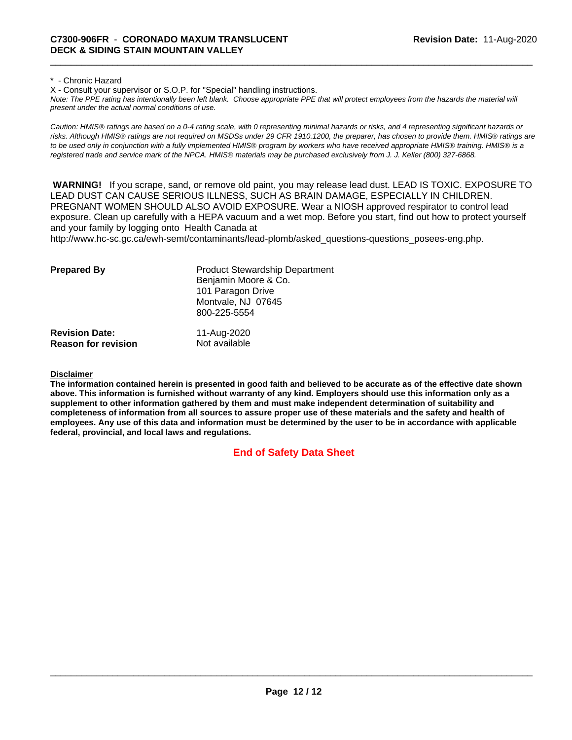* - Chronic Hazard

X - Consult your supervisor or S.O.P. for "Special" handling instructions.

*Note: The PPE rating has intentionally been left blank. Choose appropriate PPE that will protect employees from the hazards the material will present under the actual normal conditions of use.*

*Caution: HMIS® ratings are based on a 0-4 rating scale, with 0 representing minimal hazards or risks, and 4 representing significant hazards or risks. Although HMIS® ratings are not required on MSDSs under 29 CFR 1910.1200, the preparer, has chosen to provide them. HMIS® ratings are to be used only in conjunction with a fully implemented HMIS® program by workers who have received appropriate HMIS® training. HMIS® is a registered trade and service mark of the NPCA. HMIS® materials may be purchased exclusively from J. J. Keller (800) 327-6868.*

**WARNING!** If you scrape, sand, or remove old paint, you may release lead dust. LEAD IS TOXIC. EXPOSURE TO LEAD DUST CAN CAUSE SERIOUS ILLNESS, SUCH AS BRAIN DAMAGE, ESPECIALLY IN CHILDREN. PREGNANT WOMEN SHOULD ALSO AVOID EXPOSURE. Wear a NIOSH approved respirator to control lead exposure. Clean up carefully with a HEPA vacuum and a wet mop. Before you start, find out how to protect yourself and your family by logging onto Health Canada at http://www.hc-sc.gc.ca/ewh-semt/contaminants/lead-plomb/asked_questions-questions_posees-eng.php.

| | |
|---|---|
| **Prepared By** | Product Stewardship Department<br>Benjamin Moore & Co.<br>101 Paragon Drive<br>Montvale, NJ 07645<br>800-225-5554 |
| **Revision Date:** | 11-Aug-2020 |
| **Reason for revision** | Not available |

**Disclaimer**

**The information contained herein is presented in good faith and believed to be accurate as of the effective date shown above. This information is furnished without warranty of any kind. Employers should use this information only as a supplement to other information gathered by them and must make independent determination of suitability and completeness of information from all sources to assure proper use of these materials and the safety and health of employees. Any use of this data and information must be determined by the user to be in accordance with applicable federal, provincial, and local laws and regulations.**

**End of Safety Data Sheet**